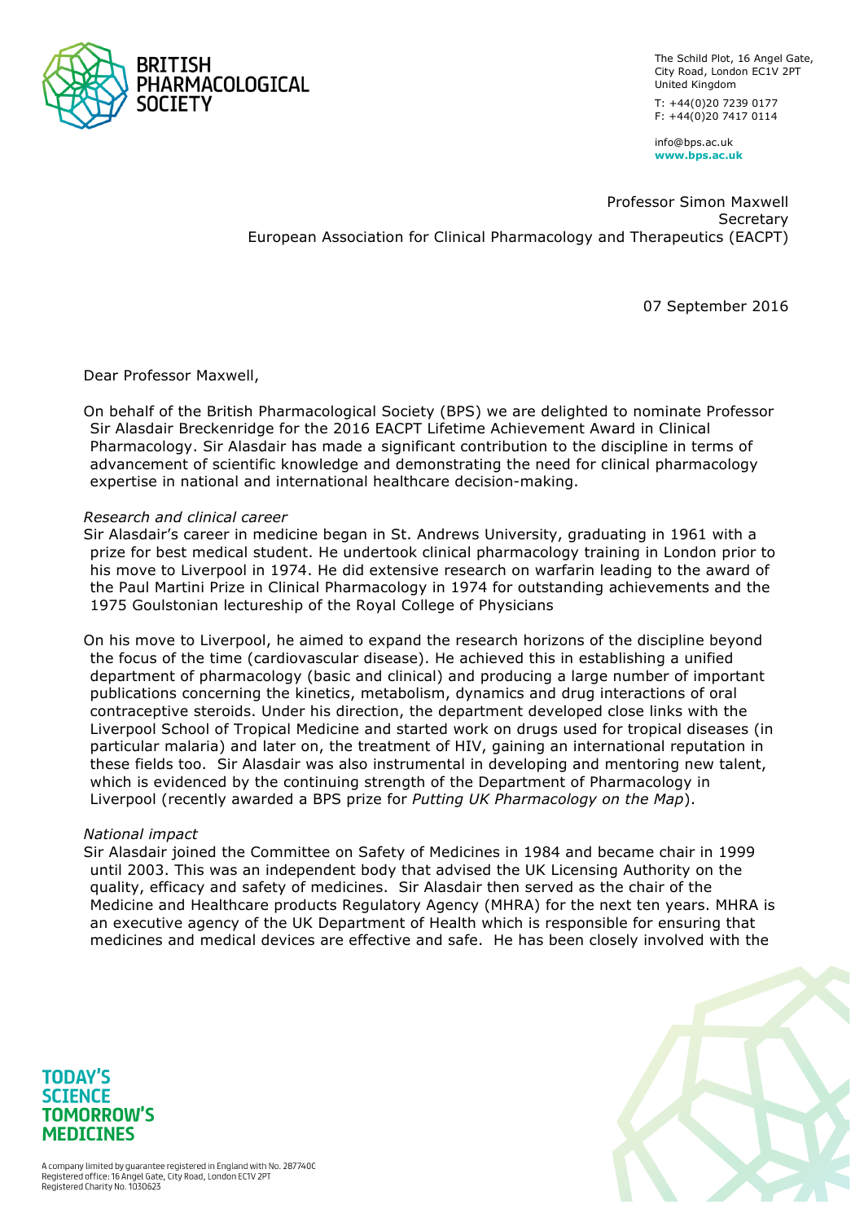**BRITISH PHARMACOLOGICAL SOCIETY**

The Schild Plot, 16 Angel Gate,
City Road, London EC1V 2PT
United Kingdom

T: +44(0)20 7239 0177
F: +44(0)20 7417 0114

info@bps.ac.uk
**www.bps.ac.uk**

Professor Simon Maxwell
Secretary
European Association for Clinical Pharmacology and Therapeutics (EACPT)

07 September 2016

Dear Professor Maxwell,

On behalf of the British Pharmacological Society (BPS) we are delighted to nominate Professor Sir Alasdair Breckenridge for the 2016 EACPT Lifetime Achievement Award in Clinical Pharmacology. Sir Alasdair has made a significant contribution to the discipline in terms of advancement of scientific knowledge and demonstrating the need for clinical pharmacology expertise in national and international healthcare decision-making.

*Research and clinical career*

Sir Alasdair's career in medicine began in St. Andrews University, graduating in 1961 with a prize for best medical student. He undertook clinical pharmacology training in London prior to his move to Liverpool in 1974. He did extensive research on warfarin leading to the award of the Paul Martini Prize in Clinical Pharmacology in 1974 for outstanding achievements and the 1975 Goulstonian lectureship of the Royal College of Physicians

On his move to Liverpool, he aimed to expand the research horizons of the discipline beyond the focus of the time (cardiovascular disease). He achieved this in establishing a unified department of pharmacology (basic and clinical) and producing a large number of important publications concerning the kinetics, metabolism, dynamics and drug interactions of oral contraceptive steroids. Under his direction, the department developed close links with the Liverpool School of Tropical Medicine and started work on drugs used for tropical diseases (in particular malaria) and later on, the treatment of HIV, gaining an international reputation in these fields too. Sir Alasdair was also instrumental in developing and mentoring new talent, which is evidenced by the continuing strength of the Department of Pharmacology in Liverpool (recently awarded a BPS prize for *Putting UK Pharmacology on the Map*).

*National impact*

Sir Alasdair joined the Committee on Safety of Medicines in 1984 and became chair in 1999 until 2003. This was an independent body that advised the UK Licensing Authority on the quality, efficacy and safety of medicines. Sir Alasdair then served as the chair of the Medicine and Healthcare products Regulatory Agency (MHRA) for the next ten years. MHRA is an executive agency of the UK Department of Health which is responsible for ensuring that medicines and medical devices are effective and safe. He has been closely involved with the

**TODAY'S SCIENCE TOMORROW'S MEDICINES**

A company limited by guarantee registered in England with No. 2877400
Registered office: 16 Angel Gate, City Road, London EC1V 2PT
Registered Charity No. 1030623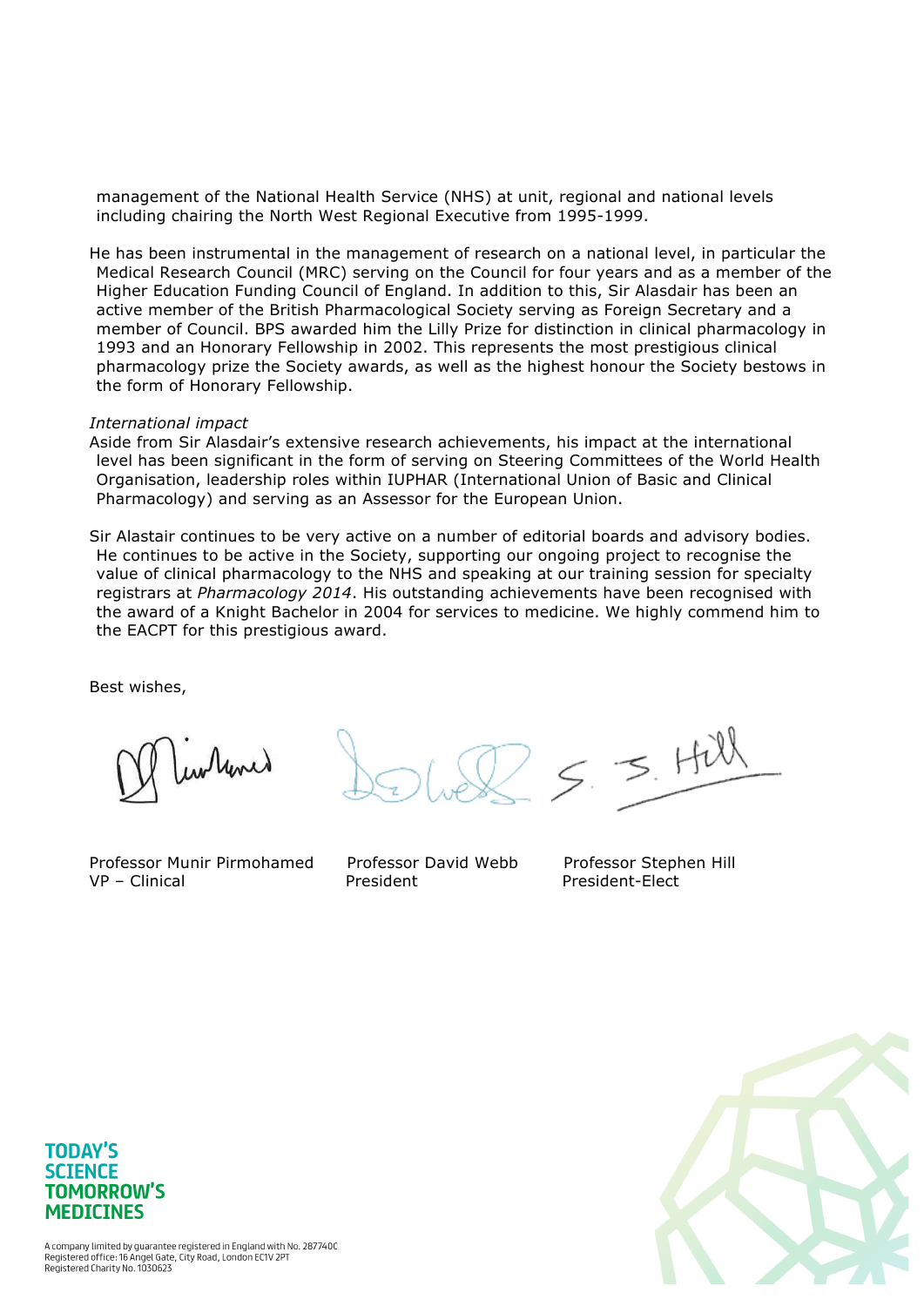management of the National Health Service (NHS) at unit, regional and national levels including chairing the North West Regional Executive from 1995-1999.

He has been instrumental in the management of research on a national level, in particular the Medical Research Council (MRC) serving on the Council for four years and as a member of the Higher Education Funding Council of England. In addition to this, Sir Alasdair has been an active member of the British Pharmacological Society serving as Foreign Secretary and a member of Council. BPS awarded him the Lilly Prize for distinction in clinical pharmacology in 1993 and an Honorary Fellowship in 2002. This represents the most prestigious clinical pharmacology prize the Society awards, as well as the highest honour the Society bestows in the form of Honorary Fellowship.

*International impact*

Aside from Sir Alasdair's extensive research achievements, his impact at the international level has been significant in the form of serving on Steering Committees of the World Health Organisation, leadership roles within IUPHAR (International Union of Basic and Clinical Pharmacology) and serving as an Assessor for the European Union.

Sir Alastair continues to be very active on a number of editorial boards and advisory bodies. He continues to be active in the Society, supporting our ongoing project to recognise the value of clinical pharmacology to the NHS and speaking at our training session for specialty registrars at *Pharmacology 2014*. His outstanding achievements have been recognised with the award of a Knight Bachelor in 2004 for services to medicine. We highly commend him to the EACPT for this prestigious award.

Best wishes,

Professor Munir Pirmohamed
VP – Clinical

Professor David Webb
President

Professor Stephen Hill
President-Elect

TODAY'S SCIENCE TOMORROW'S MEDICINES

A company limited by guarantee registered in England with No. 2877400
Registered office: 16 Angel Gate, City Road, London EC1V 2PT
Registered Charity No. 1030623